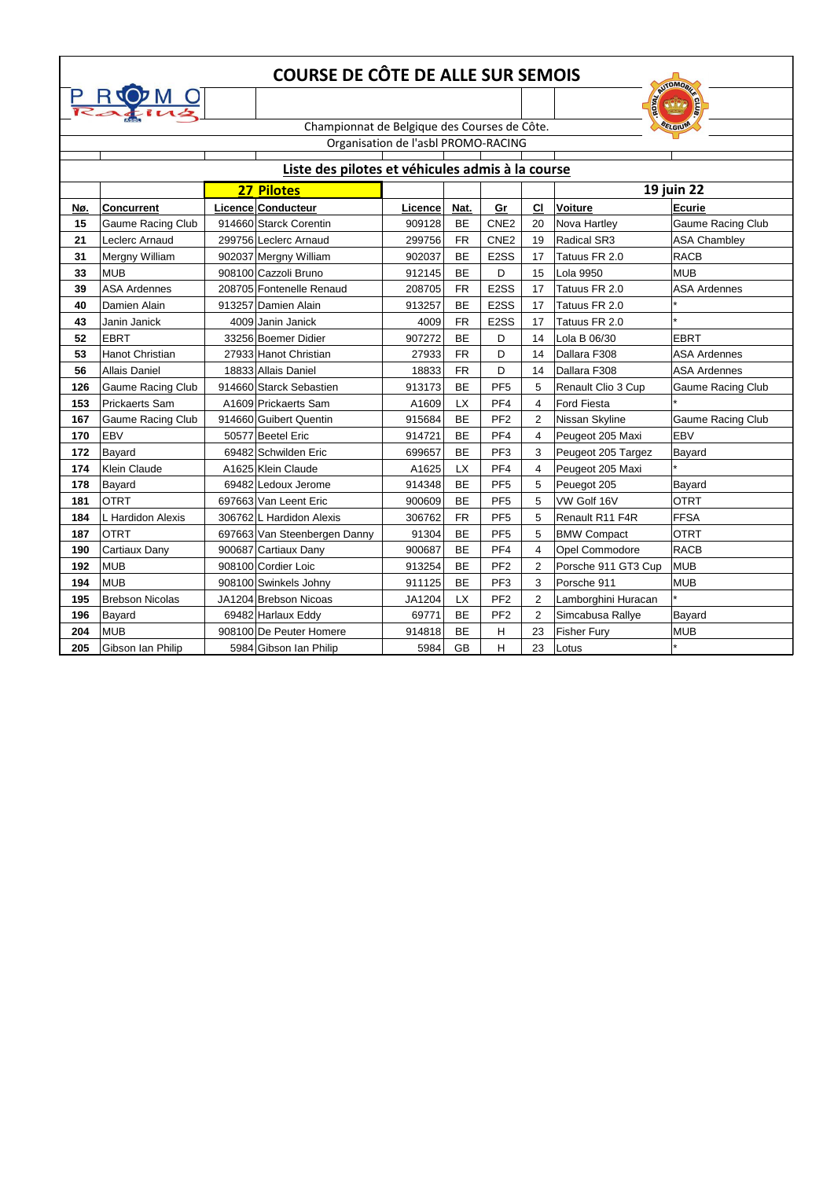# COURSE DE CÔTE DE ALLE SUR SEMOIS

Championnat de Belgique des Courses de Côte.

Organisation de l'asbl PROMO-RACING

## Liste des pilotes et véhicules admis à la course

**27 Pilotes** — **19 juin 22**

| Nø. | Concurrent | Licence | Conducteur | Licence | Nat. | Gr | Cl | Voiture | Ecurie |
|---|---|---|---|---|---|---|---|---|---|
| 15 | Gaume Racing Club | 914660 | Starck Corentin | 909128 | BE | CNE2 | 20 | Nova Hartley | Gaume Racing Club |
| 21 | Leclerc Arnaud | 299756 | Leclerc Arnaud | 299756 | FR | CNE2 | 19 | Radical SR3 | ASA Chambley |
| 31 | Mergny William | 902037 | Mergny William | 902037 | BE | E2SS | 17 | Tatuus FR 2.0 | RACB |
| 33 | MUB | 908100 | Cazzoli Bruno | 912145 | BE | D | 15 | Lola 9950 | MUB |
| 39 | ASA Ardennes | 208705 | Fontenelle Renaud | 208705 | FR | E2SS | 17 | Tatuus FR 2.0 | ASA Ardennes |
| 40 | Damien Alain | 913257 | Damien Alain | 913257 | BE | E2SS | 17 | Tatuus FR 2.0 | * |
| 43 | Janin Janick | 4009 | Janin Janick | 4009 | FR | E2SS | 17 | Tatuus FR 2.0 | * |
| 52 | EBRT | 33256 | Boemer Didier | 907272 | BE | D | 14 | Lola B 06/30 | EBRT |
| 53 | Hanot Christian | 27933 | Hanot Christian | 27933 | FR | D | 14 | Dallara F308 | ASA Ardennes |
| 56 | Allais Daniel | 18833 | Allais Daniel | 18833 | FR | D | 14 | Dallara F308 | ASA Ardennes |
| 126 | Gaume Racing Club | 914660 | Starck Sebastien | 913173 | BE | PF5 | 5 | Renault Clio 3 Cup | Gaume Racing Club |
| 153 | Prickaerts Sam | A1609 | Prickaerts Sam | A1609 | LX | PF4 | 4 | Ford Fiesta | * |
| 167 | Gaume Racing Club | 914660 | Guibert Quentin | 915684 | BE | PF2 | 2 | Nissan Skyline | Gaume Racing Club |
| 170 | EBV | 50577 | Beetel Eric | 914721 | BE | PF4 | 4 | Peugeot 205 Maxi | EBV |
| 172 | Bayard | 69482 | Schwilden Eric | 699657 | BE | PF3 | 3 | Peugeot 205 Targez | Bayard |
| 174 | Klein Claude | A1625 | Klein Claude | A1625 | LX | PF4 | 4 | Peugeot 205 Maxi | * |
| 178 | Bayard | 69482 | Ledoux Jerome | 914348 | BE | PF5 | 5 | Peugeot 205 | Bayard |
| 181 | OTRT | 697663 | Van Leent Eric | 900609 | BE | PF5 | 5 | VW Golf 16V | OTRT |
| 184 | L Hardidon Alexis | 306762 | L Hardidon Alexis | 306762 | FR | PF5 | 5 | Renault R11 F4R | FFSA |
| 187 | OTRT | 697663 | Van Steenbergen Danny | 91304 | BE | PF5 | 5 | BMW Compact | OTRT |
| 190 | Cartiaux Dany | 900687 | Cartiaux Dany | 900687 | BE | PF4 | 4 | Opel Commodore | RACB |
| 192 | MUB | 908100 | Cordier Loic | 913254 | BE | PF2 | 2 | Porsche 911 GT3 Cup | MUB |
| 194 | MUB | 908100 | Swinkels Johny | 911125 | BE | PF3 | 3 | Porsche 911 | MUB |
| 195 | Brebson Nicolas | JA1204 | Brebson Nicoas | JA1204 | LX | PF2 | 2 | Lamborghini Huracan | * |
| 196 | Bayard | 69482 | Harlaux Eddy | 69771 | BE | PF2 | 2 | Simcabusa Rallye | Bayard |
| 204 | MUB | 908100 | De Peuter Homere | 914818 | BE | H | 23 | Fisher Fury | MUB |
| 205 | Gibson Ian Philip | 5984 | Gibson Ian Philip | 5984 | GB | H | 23 | Lotus | * |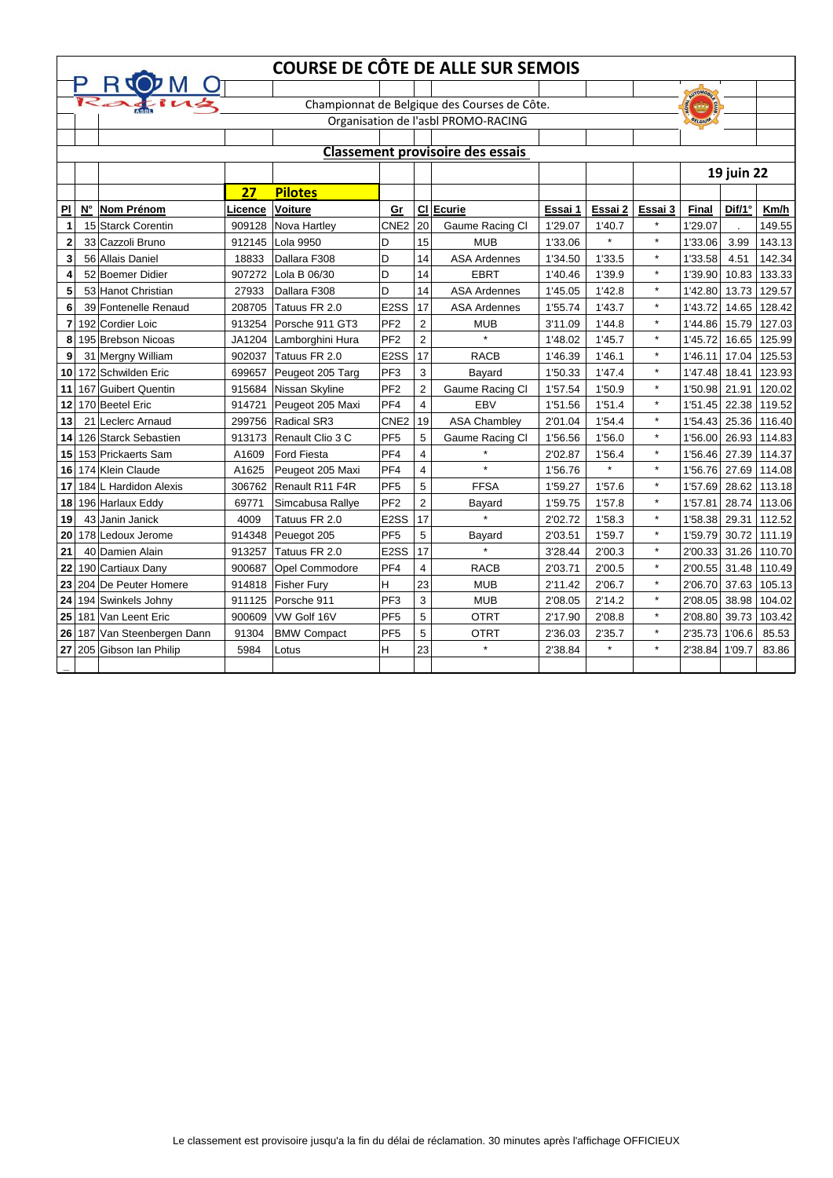# COURSE DE CÔTE DE ALLE SUR SEMOIS

Championnat de Belgique des Courses de Côte.

Organisation de l'asbl PROMO-RACING

## Classement provisoire des essais

**19 juin 22**

**27 Pilotes**

| Pl | N° | Nom Prénom | Licence | Voiture | Gr | Cl | Ecurie | Essai 1 | Essai 2 | Essai 3 | Final | Dif/1° | Km/h |
|---|---|---|---|---|---|---|---|---|---|---|---|---|---|
| 1 | 15 | Starck Corentin | 909128 | Nova Hartley | CNE2 | 20 | Gaume Racing Cl | 1'29.07 | 1'40.7 | * | 1'29.07 | . | 149.55 |
| 2 | 33 | Cazzoli Bruno | 912145 | Lola 9950 | D | 15 | MUB | 1'33.06 | * | * | 1'33.06 | 3.99 | 143.13 |
| 3 | 56 | Allais Daniel | 18833 | Dallara F308 | D | 14 | ASA Ardennes | 1'34.50 | 1'33.5 | * | 1'33.58 | 4.51 | 142.34 |
| 4 | 52 | Boemer Didier | 907272 | Lola B 06/30 | D | 14 | EBRT | 1'40.46 | 1'39.9 | * | 1'39.90 | 10.83 | 133.33 |
| 5 | 53 | Hanot Christian | 27933 | Dallara F308 | D | 14 | ASA Ardennes | 1'45.05 | 1'42.8 | * | 1'42.80 | 13.73 | 129.57 |
| 6 | 39 | Fontenelle Renaud | 208705 | Tatuus FR 2.0 | E2SS | 17 | ASA Ardennes | 1'55.74 | 1'43.7 | * | 1'43.72 | 14.65 | 128.42 |
| 7 | 192 | Cordier Loic | 913254 | Porsche 911 GT3 | PF2 | 2 | MUB | 3'11.09 | 1'44.8 | * | 1'44.86 | 15.79 | 127.03 |
| 8 | 195 | Brebson Nicoas | JA1204 | Lamborghini Hura | PF2 | 2 | * | 1'48.02 | 1'45.7 | * | 1'45.72 | 16.65 | 125.99 |
| 9 | 31 | Mergny William | 902037 | Tatuus FR 2.0 | E2SS | 17 | RACB | 1'46.39 | 1'46.1 | * | 1'46.11 | 17.04 | 125.53 |
| 10 | 172 | Schwilden Eric | 699657 | Peugeot 205 Targ | PF3 | 3 | Bayard | 1'50.33 | 1'47.4 | * | 1'47.48 | 18.41 | 123.93 |
| 11 | 167 | Guibert Quentin | 915684 | Nissan Skyline | PF2 | 2 | Gaume Racing Cl | 1'57.54 | 1'50.9 | * | 1'50.98 | 21.91 | 120.02 |
| 12 | 170 | Beetel Eric | 914721 | Peugeot 205 Maxi | PF4 | 4 | EBV | 1'51.56 | 1'51.4 | * | 1'51.45 | 22.38 | 119.52 |
| 13 | 21 | Leclerc Arnaud | 299756 | Radical SR3 | CNE2 | 19 | ASA Chambley | 2'01.04 | 1'54.4 | * | 1'54.43 | 25.36 | 116.40 |
| 14 | 126 | Starck Sebastien | 913173 | Renault Clio 3 C | PF5 | 5 | Gaume Racing Cl | 1'56.56 | 1'56.0 | * | 1'56.00 | 26.93 | 114.83 |
| 15 | 153 | Prickaerts Sam | A1609 | Ford Fiesta | PF4 | 4 | * | 2'02.87 | 1'56.4 | * | 1'56.46 | 27.39 | 114.37 |
| 16 | 174 | Klein Claude | A1625 | Peugeot 205 Maxi | PF4 | 4 | * | 1'56.76 | * | * | 1'56.76 | 27.69 | 114.08 |
| 17 | 184 | L Hardidon Alexis | 306762 | Renault R11 F4R | PF5 | 5 | FFSA | 1'59.27 | 1'57.6 | * | 1'57.69 | 28.62 | 113.18 |
| 18 | 196 | Harlaux Eddy | 69771 | Simcabusa Rallye | PF2 | 2 | Bayard | 1'59.75 | 1'57.8 | * | 1'57.81 | 28.74 | 113.06 |
| 19 | 43 | Janin Janick | 4009 | Tatuus FR 2.0 | E2SS | 17 | * | 2'02.72 | 1'58.3 | * | 1'58.38 | 29.31 | 112.52 |
| 20 | 178 | Ledoux Jerome | 914348 | Peuegot 205 | PF5 | 5 | Bayard | 2'03.51 | 1'59.7 | * | 1'59.79 | 30.72 | 111.19 |
| 21 | 40 | Damien Alain | 913257 | Tatuus FR 2.0 | E2SS | 17 | * | 3'28.44 | 2'00.3 | * | 2'00.33 | 31.26 | 110.70 |
| 22 | 190 | Cartiaux Dany | 900687 | Opel Commodore | PF4 | 4 | RACB | 2'03.71 | 2'00.5 | * | 2'00.55 | 31.48 | 110.49 |
| 23 | 204 | De Peuter Homere | 914818 | Fisher Fury | H | 23 | MUB | 2'11.42 | 2'06.7 | * | 2'06.70 | 37.63 | 105.13 |
| 24 | 194 | Swinkels Johny | 911125 | Porsche 911 | PF3 | 3 | MUB | 2'08.05 | 2'14.2 | * | 2'08.05 | 38.98 | 104.02 |
| 25 | 181 | Van Leent Eric | 900609 | VW Golf 16V | PF5 | 5 | OTRT | 2'17.90 | 2'08.8 | * | 2'08.80 | 39.73 | 103.42 |
| 26 | 187 | Van Steenbergen Dann | 91304 | BMW Compact | PF5 | 5 | OTRT | 2'36.03 | 2'35.7 | * | 2'35.73 | 1'06.6 | 85.53 |
| 27 | 205 | Gibson Ian Philip | 5984 | Lotus | H | 23 | * | 2'38.84 | * | * | 2'38.84 | 1'09.7 | 83.86 |

Le classement est provisoire jusqu'a la fin du délai de réclamation. 30 minutes après l'affichage OFFICIEUX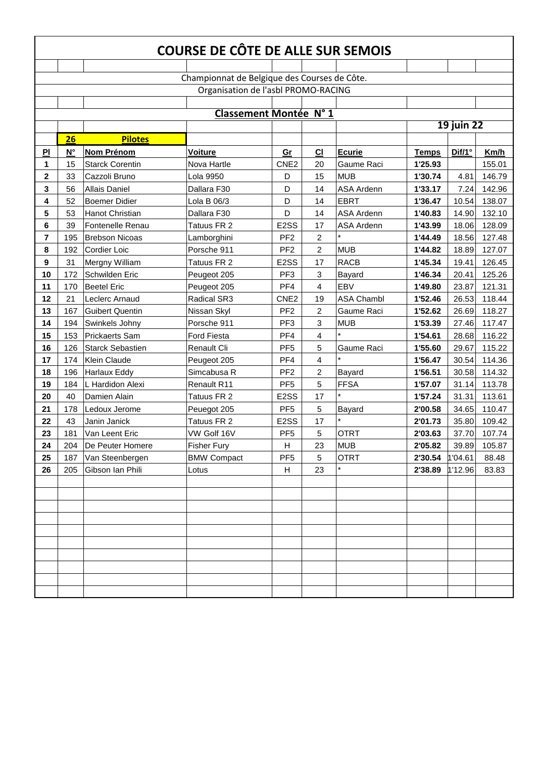# COURSE DE CÔTE DE ALLE SUR SEMOIS

Championnat de Belgique des Courses de Côte.

Organisation de l'asbl PROMO-RACING

## Classement Montée N° 1

**19 juin 22**

| | **26** | **Pilotes** | | | | | | | |
|---|---|---|---|---|---|---|---|---|---|
| **Pl** | **N°** | **Nom Prénom** | **Voiture** | **Gr** | **Cl** | **Ecurie** | **Temps** | **Dif/1°** | **Km/h** |
| 1 | 15 | Starck Corentin | Nova Hartle | CNE2 | 20 | Gaume Raci | 1'25.93 | | 155.01 |
| 2 | 33 | Cazzoli Bruno | Lola 9950 | D | 15 | MUB | 1'30.74 | 4.81 | 146.79 |
| 3 | 56 | Allais Daniel | Dallara F30 | D | 14 | ASA Ardenn | 1'33.17 | 7.24 | 142.96 |
| 4 | 52 | Boemer Didier | Lola B 06/3 | D | 14 | EBRT | 1'36.47 | 10.54 | 138.07 |
| 5 | 53 | Hanot Christian | Dallara F30 | D | 14 | ASA Ardenn | 1'40.83 | 14.90 | 132.10 |
| 6 | 39 | Fontenelle Renau | Tatuus FR 2 | E2SS | 17 | ASA Ardenn | 1'43.99 | 18.06 | 128.09 |
| 7 | 195 | Brebson Nicoas | Lamborghini | PF2 | 2 | * | 1'44.49 | 18.56 | 127.48 |
| 8 | 192 | Cordier Loic | Porsche 911 | PF2 | 2 | MUB | 1'44.82 | 18.89 | 127.07 |
| 9 | 31 | Mergny William | Tatuus FR 2 | E2SS | 17 | RACB | 1'45.34 | 19.41 | 126.45 |
| 10 | 172 | Schwilden Eric | Peugeot 205 | PF3 | 3 | Bayard | 1'46.34 | 20.41 | 125.26 |
| 11 | 170 | Beetel Eric | Peugeot 205 | PF4 | 4 | EBV | 1'49.80 | 23.87 | 121.31 |
| 12 | 21 | Leclerc Arnaud | Radical SR3 | CNE2 | 19 | ASA Chambl | 1'52.46 | 26.53 | 118.44 |
| 13 | 167 | Guibert Quentin | Nissan Skyl | PF2 | 2 | Gaume Raci | 1'52.62 | 26.69 | 118.27 |
| 14 | 194 | Swinkels Johny | Porsche 911 | PF3 | 3 | MUB | 1'53.39 | 27.46 | 117.47 |
| 15 | 153 | Prickaerts Sam | Ford Fiesta | PF4 | 4 | * | 1'54.61 | 28.68 | 116.22 |
| 16 | 126 | Starck Sebastien | Renault Cli | PF5 | 5 | Gaume Raci | 1'55.60 | 29.67 | 115.22 |
| 17 | 174 | Klein Claude | Peugeot 205 | PF4 | 4 | * | 1'56.47 | 30.54 | 114.36 |
| 18 | 196 | Harlaux Eddy | Simcabusa R | PF2 | 2 | Bayard | 1'56.51 | 30.58 | 114.32 |
| 19 | 184 | L Hardidon Alexi | Renault R11 | PF5 | 5 | FFSA | 1'57.07 | 31.14 | 113.78 |
| 20 | 40 | Damien Alain | Tatuus FR 2 | E2SS | 17 | * | 1'57.24 | 31.31 | 113.61 |
| 21 | 178 | Ledoux Jerome | Peuegot 205 | PF5 | 5 | Bayard | 2'00.58 | 34.65 | 110.47 |
| 22 | 43 | Janin Janick | Tatuus FR 2 | E2SS | 17 | * | 2'01.73 | 35.80 | 109.42 |
| 23 | 181 | Van Leent Eric | VW Golf 16V | PF5 | 5 | OTRT | 2'03.63 | 37.70 | 107.74 |
| 24 | 204 | De Peuter Homere | Fisher Fury | H | 23 | MUB | 2'05.82 | 39.89 | 105.87 |
| 25 | 187 | Van Steenbergen | BMW Compact | PF5 | 5 | OTRT | 2'30.54 | 1'04.61 | 88.48 |
| 26 | 205 | Gibson Ian Phili | Lotus | H | 23 | * | 2'38.89 | 1'12.96 | 83.83 |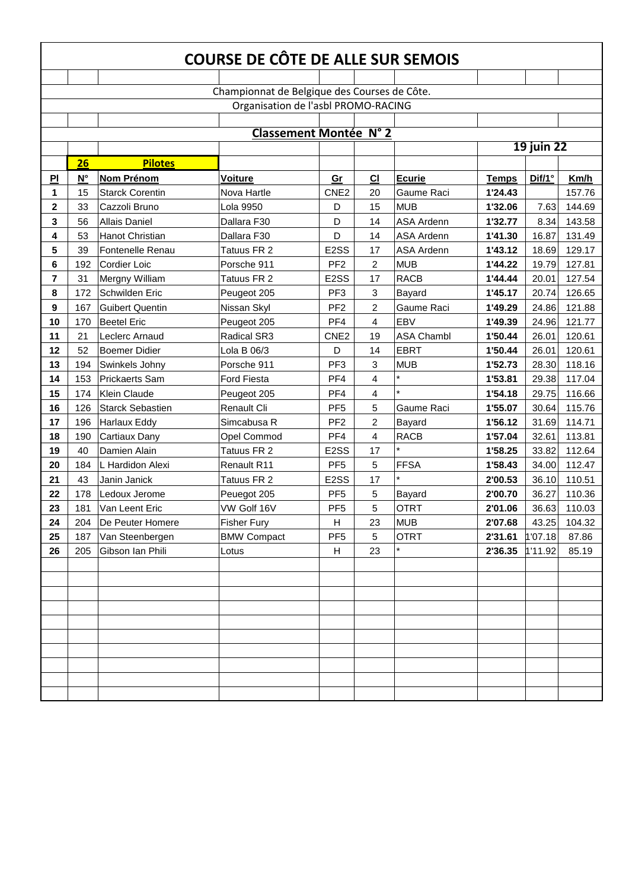# COURSE DE CÔTE DE ALLE SUR SEMOIS

Championnat de Belgique des Courses de Côte.

Organisation de l'asbl PROMO-RACING

## Classement Montée N° 2

**19 juin 22**

**26 Pilotes**

| Pl | N° | Nom Prénom | Voiture | Gr | Cl | Ecurie | Temps | Dif/1° | Km/h |
|---|---|---|---|---|---|---|---|---|---|
| 1 | 15 | Starck Corentin | Nova Hartle | CNE2 | 20 | Gaume Raci | 1'24.43 | | 157.76 |
| 2 | 33 | Cazzoli Bruno | Lola 9950 | D | 15 | MUB | 1'32.06 | 7.63 | 144.69 |
| 3 | 56 | Allais Daniel | Dallara F30 | D | 14 | ASA Ardenn | 1'32.77 | 8.34 | 143.58 |
| 4 | 53 | Hanot Christian | Dallara F30 | D | 14 | ASA Ardenn | 1'41.30 | 16.87 | 131.49 |
| 5 | 39 | Fontenelle Renau | Tatuus FR 2 | E2SS | 17 | ASA Ardenn | 1'43.12 | 18.69 | 129.17 |
| 6 | 192 | Cordier Loic | Porsche 911 | PF2 | 2 | MUB | 1'44.22 | 19.79 | 127.81 |
| 7 | 31 | Mergny William | Tatuus FR 2 | E2SS | 17 | RACB | 1'44.44 | 20.01 | 127.54 |
| 8 | 172 | Schwilden Eric | Peugeot 205 | PF3 | 3 | Bayard | 1'45.17 | 20.74 | 126.65 |
| 9 | 167 | Guibert Quentin | Nissan Skyl | PF2 | 2 | Gaume Raci | 1'49.29 | 24.86 | 121.88 |
| 10 | 170 | Beetel Eric | Peugeot 205 | PF4 | 4 | EBV | 1'49.39 | 24.96 | 121.77 |
| 11 | 21 | Leclerc Arnaud | Radical SR3 | CNE2 | 19 | ASA Chambl | 1'50.44 | 26.01 | 120.61 |
| 12 | 52 | Boemer Didier | Lola B 06/3 | D | 14 | EBRT | 1'50.44 | 26.01 | 120.61 |
| 13 | 194 | Swinkels Johny | Porsche 911 | PF3 | 3 | MUB | 1'52.73 | 28.30 | 118.16 |
| 14 | 153 | Prickaerts Sam | Ford Fiesta | PF4 | 4 | * | 1'53.81 | 29.38 | 117.04 |
| 15 | 174 | Klein Claude | Peugeot 205 | PF4 | 4 | * | 1'54.18 | 29.75 | 116.66 |
| 16 | 126 | Starck Sebastien | Renault Cli | PF5 | 5 | Gaume Raci | 1'55.07 | 30.64 | 115.76 |
| 17 | 196 | Harlaux Eddy | Simcabusa R | PF2 | 2 | Bayard | 1'56.12 | 31.69 | 114.71 |
| 18 | 190 | Cartiaux Dany | Opel Commod | PF4 | 4 | RACB | 1'57.04 | 32.61 | 113.81 |
| 19 | 40 | Damien Alain | Tatuus FR 2 | E2SS | 17 | * | 1'58.25 | 33.82 | 112.64 |
| 20 | 184 | L Hardidon Alexi | Renault R11 | PF5 | 5 | FFSA | 1'58.43 | 34.00 | 112.47 |
| 21 | 43 | Janin Janick | Tatuus FR 2 | E2SS | 17 | * | 2'00.53 | 36.10 | 110.51 |
| 22 | 178 | Ledoux Jerome | Peuegot 205 | PF5 | 5 | Bayard | 2'00.70 | 36.27 | 110.36 |
| 23 | 181 | Van Leent Eric | VW Golf 16V | PF5 | 5 | OTRT | 2'01.06 | 36.63 | 110.03 |
| 24 | 204 | De Peuter Homere | Fisher Fury | H | 23 | MUB | 2'07.68 | 43.25 | 104.32 |
| 25 | 187 | Van Steenbergen | BMW Compact | PF5 | 5 | OTRT | 2'31.61 | 1'07.18 | 87.86 |
| 26 | 205 | Gibson Ian Phili | Lotus | H | 23 | * | 2'36.35 | 1'11.92 | 85.19 |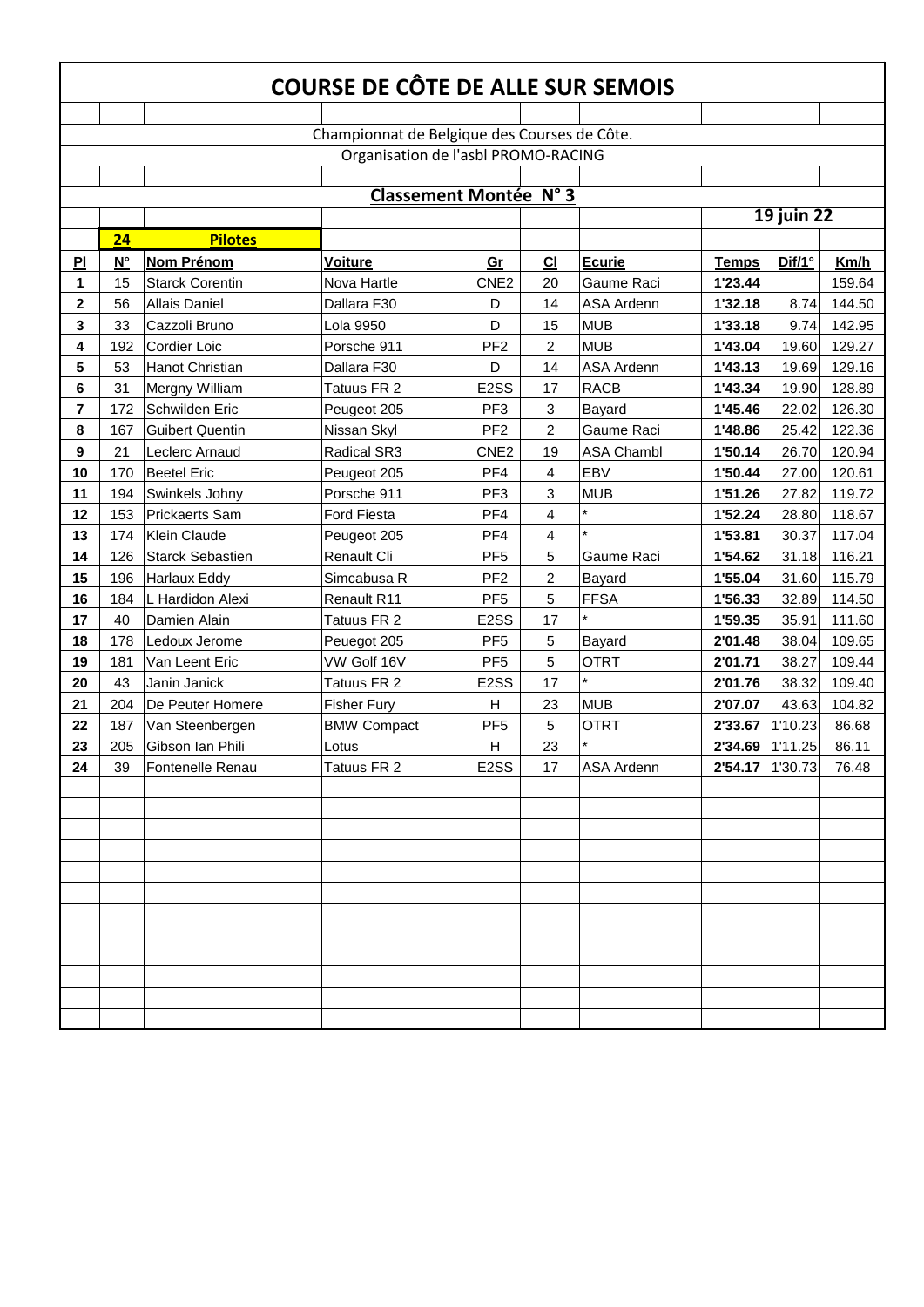# COURSE DE CÔTE DE ALLE SUR SEMOIS

Championnat de Belgique des Courses de Côte.

Organisation de l'asbl PROMO-RACING

## Classement Montée N° 3

**19 juin 22**

| | 24 | Pilotes | | | | | | | |
|---|---|---|---|---|---|---|---|---|---|
| **Pl** | **N°** | **Nom Prénom** | **Voiture** | **Gr** | **Cl** | **Ecurie** | **Temps** | **Dif/1°** | **Km/h** |
| 1 | 15 | Starck Corentin | Nova Hartle | CNE2 | 20 | Gaume Raci | 1'23.44 | | 159.64 |
| 2 | 56 | Allais Daniel | Dallara F30 | D | 14 | ASA Ardenn | 1'32.18 | 8.74 | 144.50 |
| 3 | 33 | Cazzoli Bruno | Lola 9950 | D | 15 | MUB | 1'33.18 | 9.74 | 142.95 |
| 4 | 192 | Cordier Loic | Porsche 911 | PF2 | 2 | MUB | 1'43.04 | 19.60 | 129.27 |
| 5 | 53 | Hanot Christian | Dallara F30 | D | 14 | ASA Ardenn | 1'43.13 | 19.69 | 129.16 |
| 6 | 31 | Mergny William | Tatuus FR 2 | E2SS | 17 | RACB | 1'43.34 | 19.90 | 128.89 |
| 7 | 172 | Schwilden Eric | Peugeot 205 | PF3 | 3 | Bayard | 1'45.46 | 22.02 | 126.30 |
| 8 | 167 | Guibert Quentin | Nissan Skyl | PF2 | 2 | Gaume Raci | 1'48.86 | 25.42 | 122.36 |
| 9 | 21 | Leclerc Arnaud | Radical SR3 | CNE2 | 19 | ASA Chambl | 1'50.14 | 26.70 | 120.94 |
| 10 | 170 | Beetel Eric | Peugeot 205 | PF4 | 4 | EBV | 1'50.44 | 27.00 | 120.61 |
| 11 | 194 | Swinkels Johny | Porsche 911 | PF3 | 3 | MUB | 1'51.26 | 27.82 | 119.72 |
| 12 | 153 | Prickaerts Sam | Ford Fiesta | PF4 | 4 | * | 1'52.24 | 28.80 | 118.67 |
| 13 | 174 | Klein Claude | Peugeot 205 | PF4 | 4 | * | 1'53.81 | 30.37 | 117.04 |
| 14 | 126 | Starck Sebastien | Renault Cli | PF5 | 5 | Gaume Raci | 1'54.62 | 31.18 | 116.21 |
| 15 | 196 | Harlaux Eddy | Simcabusa R | PF2 | 2 | Bayard | 1'55.04 | 31.60 | 115.79 |
| 16 | 184 | L Hardidon Alexi | Renault R11 | PF5 | 5 | FFSA | 1'56.33 | 32.89 | 114.50 |
| 17 | 40 | Damien Alain | Tatuus FR 2 | E2SS | 17 | * | 1'59.35 | 35.91 | 111.60 |
| 18 | 178 | Ledoux Jerome | Peuegot 205 | PF5 | 5 | Bayard | 2'01.48 | 38.04 | 109.65 |
| 19 | 181 | Van Leent Eric | VW Golf 16V | PF5 | 5 | OTRT | 2'01.71 | 38.27 | 109.44 |
| 20 | 43 | Janin Janick | Tatuus FR 2 | E2SS | 17 | * | 2'01.76 | 38.32 | 109.40 |
| 21 | 204 | De Peuter Homere | Fisher Fury | H | 23 | MUB | 2'07.07 | 43.63 | 104.82 |
| 22 | 187 | Van Steenbergen | BMW Compact | PF5 | 5 | OTRT | 2'33.67 | 1'10.23 | 86.68 |
| 23 | 205 | Gibson Ian Phili | Lotus | H | 23 | * | 2'34.69 | 1'11.25 | 86.11 |
| 24 | 39 | Fontenelle Renau | Tatuus FR 2 | E2SS | 17 | ASA Ardenn | 2'54.17 | 1'30.73 | 76.48 |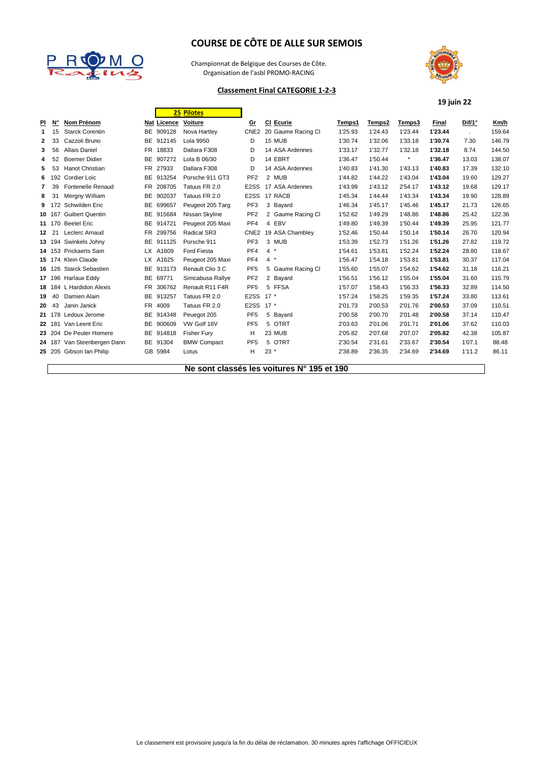# COURSE DE CÔTE DE ALLE SUR SEMOIS

Championnat de Belgique des Courses de Côte.
Organisation de l'asbl PROMO-RACING

**Classement Final CATEGORIE 1-2-3**

**19 juin 22**

**25 Pilotes**

| Pl | N° | Nom Prénom | Nat | Licence | Voiture | Gr | Cl | Ecurie | Temps1 | Temps2 | Temps3 | Final | Dif/1° | Km/h |
|---|---|---|---|---|---|---|---|---|---|---|---|---|---|---|
| 1 | 15 | Starck Corentin | BE | 909128 | Nova Hartley | CNE2 | 20 | Gaume Racing Cl | 1'25.93 | 1'24.43 | 1'23.44 | **1'23.44** | . | 159.64 |
| 2 | 33 | Cazzoli Bruno | BE | 912145 | Lola 9950 | D | 15 | MUB | 1'30.74 | 1'32.06 | 1'33.18 | **1'30.74** | 7.30 | 146.79 |
| 3 | 56 | Allais Daniel | FR | 18833 | Dallara F308 | D | 14 | ASA Ardennes | 1'33.17 | 1'32.77 | 1'32.18 | **1'32.18** | 8.74 | 144.50 |
| 4 | 52 | Boemer Didier | BE | 907272 | Lola B 06/30 | D | 14 | EBRT | 1'36.47 | 1'50.44 | * | **1'36.47** | 13.03 | 138.07 |
| 5 | 53 | Hanot Christian | FR | 27933 | Dallara F308 | D | 14 | ASA Ardennes | 1'40.83 | 1'41.30 | 1'43.13 | **1'40.83** | 17.39 | 132.10 |
| 6 | 192 | Cordier Loic | BE | 913254 | Porsche 911 GT3 | PF2 | 2 | MUB | 1'44.82 | 1'44.22 | 1'43.04 | **1'43.04** | 19.60 | 129.27 |
| 7 | 39 | Fontenelle Renaud | FR | 208705 | Tatuus FR 2.0 | E2SS | 17 | ASA Ardennes | 1'43.99 | 1'43.12 | 2'54.17 | **1'43.12** | 19.68 | 129.17 |
| 8 | 31 | Mergny William | BE | 902037 | Tatuus FR 2.0 | E2SS | 17 | RACB | 1'45.34 | 1'44.44 | 1'43.34 | **1'43.34** | 19.90 | 128.89 |
| 9 | 172 | Schwilden Eric | BE | 699657 | Peugeot 205 Targ | PF3 | 3 | Bayard | 1'46.34 | 1'45.17 | 1'45.46 | **1'45.17** | 21.73 | 126.65 |
| 10 | 167 | Guibert Quentin | BE | 915684 | Nissan Skyline | PF2 | 2 | Gaume Racing Cl | 1'52.62 | 1'49.29 | 1'48.86 | **1'48.86** | 25.42 | 122.36 |
| 11 | 170 | Beetel Eric | BE | 914721 | Peugeot 205 Maxi | PF4 | 4 | EBV | 1'49.80 | 1'49.39 | 1'50.44 | **1'49.39** | 25.95 | 121.77 |
| 12 | 21 | Leclerc Arnaud | FR | 299756 | Radical SR3 | CNE2 | 19 | ASA Chambley | 1'52.46 | 1'50.44 | 1'50.14 | **1'50.14** | 26.70 | 120.94 |
| 13 | 194 | Swinkels Johny | BE | 911125 | Porsche 911 | PF3 | 3 | MUB | 1'53.39 | 1'52.73 | 1'51.26 | **1'51.26** | 27.82 | 119.72 |
| 14 | 153 | Prickaerts Sam | LX | A1609 | Ford Fiesta | PF4 | 4 | * | 1'54.61 | 1'53.81 | 1'52.24 | **1'52.24** | 28.80 | 118.67 |
| 15 | 174 | Klein Claude | LX | A1625 | Peugeot 205 Maxi | PF4 | 4 | * | 1'56.47 | 1'54.18 | 1'53.81 | **1'53.81** | 30.37 | 117.04 |
| 16 | 126 | Starck Sebastien | BE | 913173 | Renault Clio 3 C | PF5 | 5 | Gaume Racing Cl | 1'55.60 | 1'55.07 | 1'54.62 | **1'54.62** | 31.18 | 116.21 |
| 17 | 196 | Harlaux Eddy | BE | 69771 | Simcabusa Rallye | PF2 | 2 | Bayard | 1'56.51 | 1'56.12 | 1'55.04 | **1'55.04** | 31.60 | 115.79 |
| 18 | 184 | L Hardidon Alexis | FR | 306762 | Renault R11 F4R | PF5 | 5 | FFSA | 1'57.07 | 1'58.43 | 1'56.33 | **1'56.33** | 32.89 | 114.50 |
| 19 | 40 | Damien Alain | BE | 913257 | Tatuus FR 2.0 | E2SS | 17 | * | 1'57.24 | 1'58.25 | 1'59.35 | **1'57.24** | 33.80 | 113.61 |
| 20 | 43 | Janin Janick | FR | 4009 | Tatuus FR 2.0 | E2SS | 17 | * | 2'01.73 | 2'00.53 | 2'01.76 | **2'00.53** | 37.09 | 110.51 |
| 21 | 178 | Ledoux Jerome | BE | 914348 | Peugeot 205 | PF5 | 5 | Bayard | 2'00.58 | 2'00.70 | 2'01.48 | **2'00.58** | 37.14 | 110.47 |
| 22 | 181 | Van Leent Eric | BE | 900609 | VW Golf 16V | PF5 | 5 | OTRT | 2'03.63 | 2'01.06 | 2'01.71 | **2'01.06** | 37.62 | 110.03 |
| 23 | 204 | De Peuter Homere | BE | 914818 | Fisher Fury | H | 23 | MUB | 2'05.82 | 2'07.68 | 2'07.07 | **2'05.82** | 42.38 | 105.87 |
| 24 | 187 | Van Steenbergen Dann | BE | 91304 | BMW Compact | PF5 | 5 | OTRT | 2'30.54 | 2'31.61 | 2'33.67 | **2'30.54** | 1'07.1 | 88.48 |
| 25 | 205 | Gibson Ian Philip | GB | 5984 | Lotus | H | 23 | * | 2'38.89 | 2'36.35 | 2'34.69 | **2'34.69** | 1'11.2 | 86.11 |

**Ne sont classés les voitures N° 195 et 190**

Le classement est provisoire jusqu'a la fin du délai de réclamation. 30 minutes après l'affichage OFFICIEUX